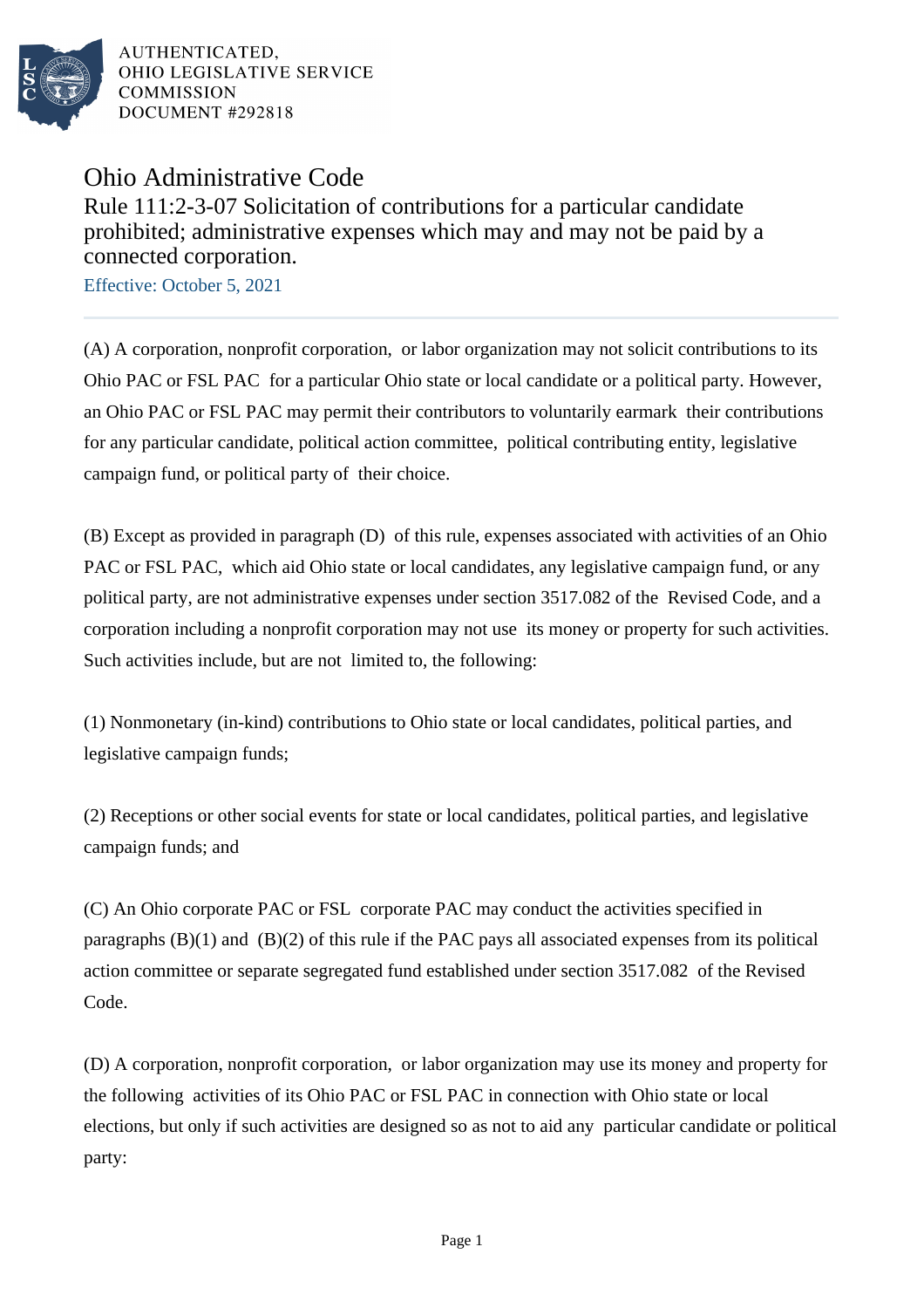AUTHENTICATED,
OHIO LEGISLATIVE SERVICE
COMMISSION
DOCUMENT #292818

# Ohio Administrative Code

## Rule 111:2-3-07 Solicitation of contributions for a particular candidate prohibited; administrative expenses which may and may not be paid by a connected corporation.

Effective: October 5, 2021

(A) A corporation, nonprofit corporation, or labor organization may not solicit contributions to its Ohio PAC or FSL PAC for a particular Ohio state or local candidate or a political party. However, an Ohio PAC or FSL PAC may permit their contributors to voluntarily earmark their contributions for any particular candidate, political action committee, political contributing entity, legislative campaign fund, or political party of their choice.

(B) Except as provided in paragraph (D) of this rule, expenses associated with activities of an Ohio PAC or FSL PAC, which aid Ohio state or local candidates, any legislative campaign fund, or any political party, are not administrative expenses under section 3517.082 of the Revised Code, and a corporation including a nonprofit corporation may not use its money or property for such activities. Such activities include, but are not limited to, the following:

(1) Nonmonetary (in-kind) contributions to Ohio state or local candidates, political parties, and legislative campaign funds;

(2) Receptions or other social events for state or local candidates, political parties, and legislative campaign funds; and

(C) An Ohio corporate PAC or FSL corporate PAC may conduct the activities specified in paragraphs (B)(1) and (B)(2) of this rule if the PAC pays all associated expenses from its political action committee or separate segregated fund established under section 3517.082 of the Revised Code.

(D) A corporation, nonprofit corporation, or labor organization may use its money and property for the following activities of its Ohio PAC or FSL PAC in connection with Ohio state or local elections, but only if such activities are designed so as not to aid any particular candidate or political party: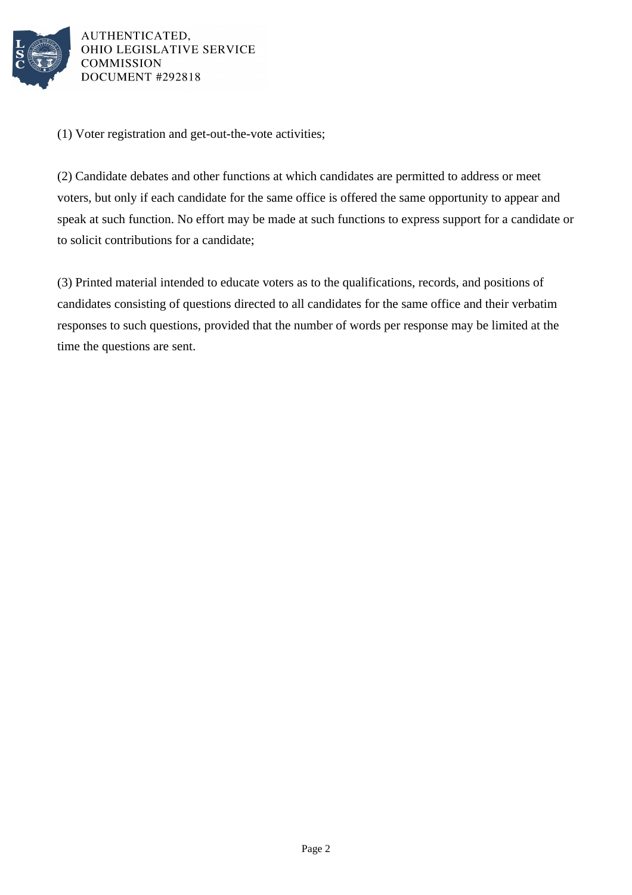(1) Voter registration and get-out-the-vote activities;

(2) Candidate debates and other functions at which candidates are permitted to address or meet voters, but only if each candidate for the same office is offered the same opportunity to appear and speak at such function. No effort may be made at such functions to express support for a candidate or to solicit contributions for a candidate;

(3) Printed material intended to educate voters as to the qualifications, records, and positions of candidates consisting of questions directed to all candidates for the same office and their verbatim responses to such questions, provided that the number of words per response may be limited at the time the questions are sent.